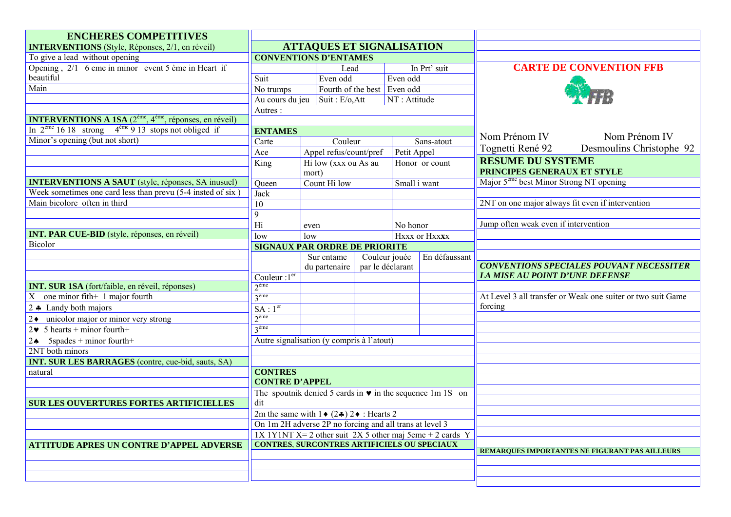## ENCHERES COMPETITIVES

**INTERVENTIONS** (Style, Réponses, 2/1, en réveil)

To give a lead without opening

Opening , 2/1 6 eme in minor event 5 ème in Heart if beautiful

Main

**INTERVENTIONS A 1SA** (2ème, 4ème, réponses, en réveil)

In 2ème 16 18 strong 4ème 9 13 stops not obliged if

Minor's opening (but not short)

**INTERVENTIONS A SAUT** (style, réponses, SA inusuel)

Week sometimes one card less than prevu (5-4 insted of six )

Main bicolore often in third

**INT. PAR CUE-BID** (style, réponses, en réveil)

Bicolor

**INT. SUR 1SA** (fort/faible, en réveil, réponses)

X one minor fith+ 1 major fourth

2 ♣ Landy both majors

2♦ unicolor major or minor very strong

2♥ 5 hearts + minor fourth+

2♠ 5spades + minor fourth+

2NT both minors

**INT. SUR LES BARRAGES** (contre, cue-bid, sauts, SA)

natural

**SUR LES OUVERTURES FORTES ARTIFICIELLES**

**ATTITUDE APRES UN CONTRE D'APPEL ADVERSE**

## ATTAQUES ET SIGNALISATION

**CONVENTIONS D'ENTAMES**

| | Lead | In Prt' suit |
|---|---|---|
| Suit | Even odd | Even odd |
| No trumps | Fourth of the best | Even odd |
| Au cours du jeu | Suit : E/o,Att | NT : Attitude |
| Autres : | | |

**ENTAMES**

| Carte | Couleur | Sans-atout |
|---|---|---|
| Ace | Appel refus/count/pref | Petit Appel |
| King | Hi low (xxx ou As au mort) | Honor or count |
| Queen | Count Hi low | Small i want |
| Jack | | |
| 10 | | |
| 9 | | |
| Hi | even | No honor |
| low | low | Hxxx or Hxx**x** |

**SIGNAUX PAR ORDRE DE PRIORITE**

| | Sur entame du partenaire | Couleur jouée par le déclarant | En défaussant |
|---|---|---|---|
| Couleur :1er | | | |
| 2ème | | | |
| 3ème | | | |
| SA : 1er | | | |
| 2ème | | | |
| 3ème | | | |

Autre signalisation (y compris à l'atout)

**CONTRES**

**CONTRE D'APPEL**

The spoutnik denied 5 cards in ♥ in the sequence 1m 1S on dit

2m the same with 1♦ (2♣) 2♦ : Hearts 2

On 1m 2H adverse 2P no forcing and all trans at level 3

1X 1Y1NT X= 2 other suit 2X 5 other maj 5eme + 2 cards Y

**CONTRES, SURCONTRES ARTIFICIELS OU SPECIAUX**

## CARTE DE CONVENTION FFB

| Nom Prénom IV | Nom Prénom IV |
|---|---|
| Tognetti René 92 | Desmoulins Christophe 92 |

### RESUME DU SYSTEME

**PRINCIPES GENERAUX ET STYLE**

Major 5ème best Minor Strong NT opening

2NT on one major always fit even if intervention

Jump often weak even if intervention

***CONVENTIONS SPECIALES POUVANT NECESSITER LA MISE AU POINT D'UNE DEFENSE***

At Level 3 all transfer or Weak one suiter or two suit Game forcing

**REMARQUES IMPORTANTES NE FIGURANT PAS AILLEURS**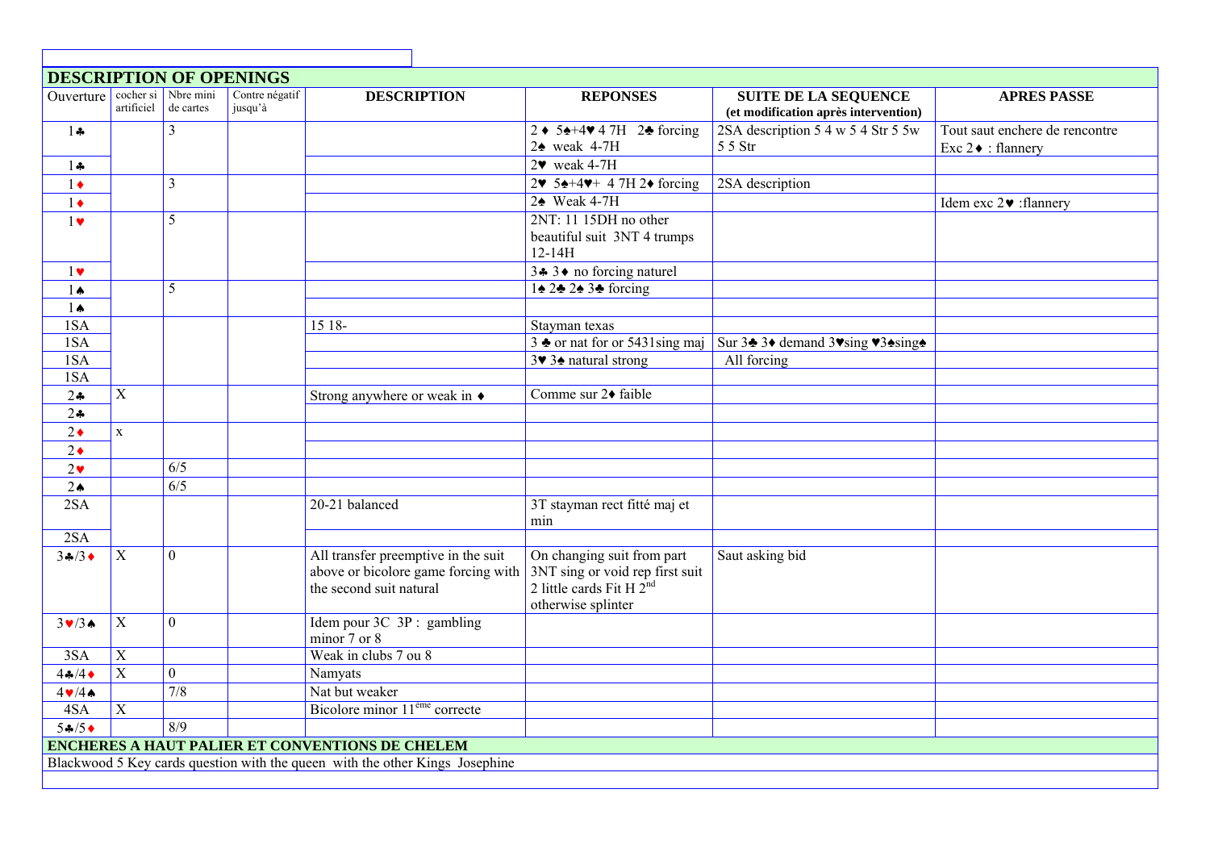## DESCRIPTION OF OPENINGS

| Ouverture | cocher si artificiel | Nbre mini de cartes | Contre négatif jusqu'à | DESCRIPTION | REPONSES | SUITE DE LA SEQUENCE (et modification après intervention) | APRES PASSE |
|---|---|---|---|---|---|---|---|
| 1♣ | | 3 | | | 2♦ 5♠+4♥ 4 7H 2♣ forcing 2♠ weak 4-7H | 2SA description 5 4 w 5 4 Str 5 5w 5 5 Str | Tout saut enchere de rencontre Exc 2♦ : flannery |
| 1♣ | | | | | 2♥ weak 4-7H | | |
| 1♦ | | 3 | | | 2♥ 5♠+4♥+ 4 7H 2♦ forcing | 2SA description | |
| 1♦ | | | | | 2♠ Weak 4-7H | | Idem exc 2♥ :flannery |
| 1♥ | | 5 | | | 2NT: 11 15DH no other beautiful suit 3NT 4 trumps 12-14H | | |
| 1♥ | | | | | 3♣ 3♦ no forcing naturel | | |
| 1♠ | | 5 | | | 1♠ 2♣ 2♠ 3♣ forcing | | |
| 1♠ | | | | | | | |
| 1SA | | | | 15 18- | Stayman texas | | |
| 1SA | | | | | 3 ♣ or nat for or 5431sing maj | Sur 3♣ 3♦ demand 3♥sing ♥3♠sing♠ | |
| 1SA | | | | | 3♥ 3♠ natural strong | All forcing | |
| 1SA | | | | | | | |
| 2♣ | X | | | Strong anywhere or weak in ♦ | Comme sur 2♦ faible | | |
| 2♣ | | | | | | | |
| 2♦ | x | | | | | | |
| 2♦ | | | | | | | |
| 2♥ | | 6/5 | | | | | |
| 2♠ | | 6/5 | | | | | |
| 2SA | | | | 20-21 balanced | 3T stayman rect fitté maj et min | | |
| 2SA | | | | | | | |
| 3♣/3♦ | X | 0 | | All transfer preemptive in the suit above or bicolore game forcing with the second suit natural | On changing suit from part 3NT sing or void rep first suit 2 little cards Fit H 2nd otherwise splinter | Saut asking bid | |
| 3♥/3♠ | X | 0 | | Idem pour 3C 3P : gambling minor 7 or 8 | | | |
| 3SA | X | | | Weak in clubs 7 ou 8 | | | |
| 4♣/4♦ | X | 0 | | Namyats | | | |
| 4♥/4♠ | | 7/8 | | Nat but weaker | | | |
| 4SA | X | | | Bicolore minor 11ème correcte | | | |
| 5♣/5♦ | | 8/9 | | | | | |

**ENCHERES A HAUT PALIER ET CONVENTIONS DE CHELEM**

Blackwood 5 Key cards question with the queen with the other Kings Josephine